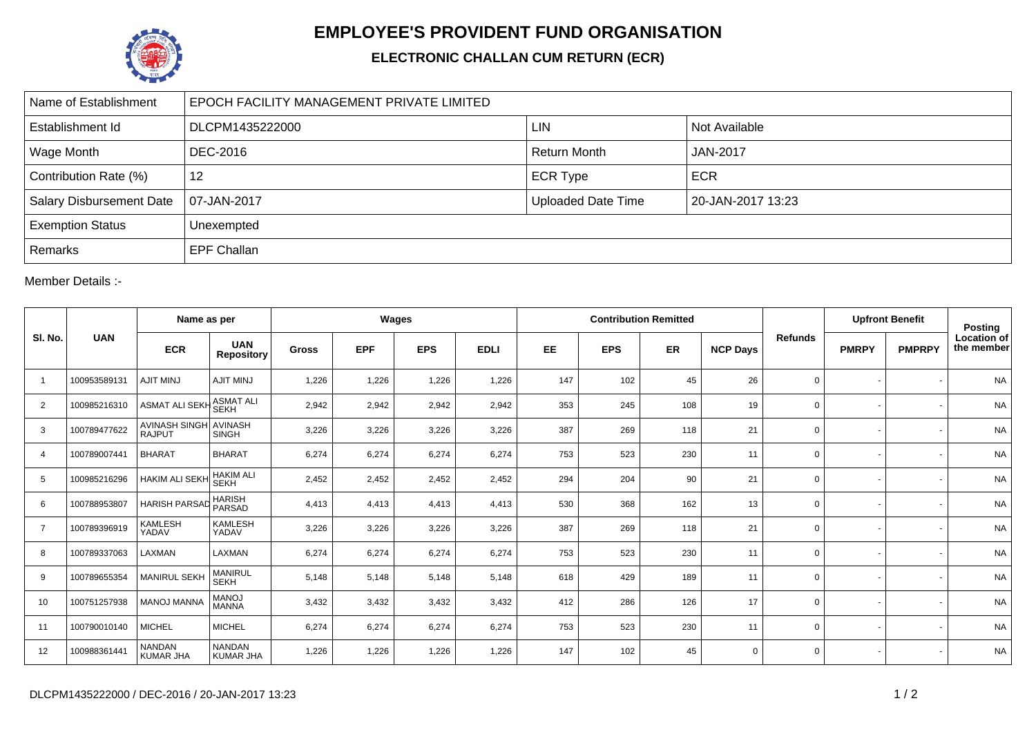# EMPLOYEE'S PROVIDENT FUND ORGANISATION

## ELECTRONIC CHALLAN CUM RETURN (ECR)

| Name of Establishment | EPOCH FACILITY MANAGEMENT PRIVATE LIMITED | | |
|---|---|---|---|
| Establishment Id | DLCPM1435222000 | LIN | Not Available |
| Wage Month | DEC-2016 | Return Month | JAN-2017 |
| Contribution Rate (%) | 12 | ECR Type | ECR |
| Salary Disbursement Date | 07-JAN-2017 | Uploaded Date Time | 20-JAN-2017 13:23 |
| Exemption Status | Unexempted | | |
| Remarks | EPF Challan | | |

Member Details :-

| Sl. No. | UAN | Name as per | | Wages | | | | Contribution Remitted | | | | Refunds | Upfront Benefit | | Posting Location of the member |
|---|---|---|---|---|---|---|---|---|---|---|---|---|---|---|---|
| | | ECR | UAN Repository | Gross | EPF | EPS | EDLI | EE | EPS | ER | NCP Days | | PMRPY | PMPRPY | |
| 1 | 100953589131 | AJIT MINJ | AJIT MINJ | 1,226 | 1,226 | 1,226 | 1,226 | 147 | 102 | 45 | 26 | 0 | - | - | NA |
| 2 | 100985216310 | ASMAT ALI SEKH | ASMAT ALI SEKH | 2,942 | 2,942 | 2,942 | 2,942 | 353 | 245 | 108 | 19 | 0 | - | - | NA |
| 3 | 100789477622 | AVINASH SINGH RAJPUT | AVINASH SINGH | 3,226 | 3,226 | 3,226 | 3,226 | 387 | 269 | 118 | 21 | 0 | - | - | NA |
| 4 | 100789007441 | BHARAT | BHARAT | 6,274 | 6,274 | 6,274 | 6,274 | 753 | 523 | 230 | 11 | 0 | - | - | NA |
| 5 | 100985216296 | HAKIM ALI SEKH | HAKIM ALI SEKH | 2,452 | 2,452 | 2,452 | 2,452 | 294 | 204 | 90 | 21 | 0 | - | - | NA |
| 6 | 100788953807 | HARISH PARSAD | HARISH PARSAD | 4,413 | 4,413 | 4,413 | 4,413 | 530 | 368 | 162 | 13 | 0 | - | - | NA |
| 7 | 100789396919 | KAMLESH YADAV | KAMLESH YADAV | 3,226 | 3,226 | 3,226 | 3,226 | 387 | 269 | 118 | 21 | 0 | - | - | NA |
| 8 | 100789337063 | LAXMAN | LAXMAN | 6,274 | 6,274 | 6,274 | 6,274 | 753 | 523 | 230 | 11 | 0 | - | - | NA |
| 9 | 100789655354 | MANIRUL SEKH | MANIRUL SEKH | 5,148 | 5,148 | 5,148 | 5,148 | 618 | 429 | 189 | 11 | 0 | - | - | NA |
| 10 | 100751257938 | MANOJ MANNA | MANOJ MANNA | 3,432 | 3,432 | 3,432 | 3,432 | 412 | 286 | 126 | 17 | 0 | - | - | NA |
| 11 | 100790010140 | MICHEL | MICHEL | 6,274 | 6,274 | 6,274 | 6,274 | 753 | 523 | 230 | 11 | 0 | - | - | NA |
| 12 | 100988361441 | NANDAN KUMAR JHA | NANDAN KUMAR JHA | 1,226 | 1,226 | 1,226 | 1,226 | 147 | 102 | 45 | 0 | 0 | - | - | NA |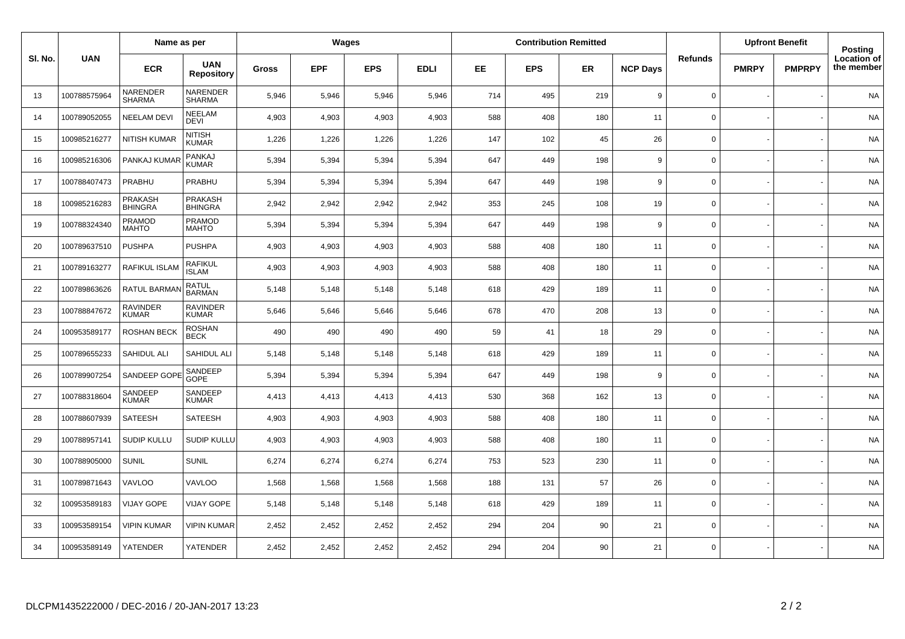| Sl. No. | UAN | Name as per | | Wages | | | | Contribution Remitted | | | | Refunds | Upfront Benefit | | Posting Location of the member |
|---|---|---|---|---|---|---|---|---|---|---|---|---|---|---|---|
| | | ECR | UAN Repository | Gross | EPF | EPS | EDLI | EE | EPS | ER | NCP Days | | PMRPY | PMPRPY | |
| 13 | 100788575964 | NARENDER SHARMA | NARENDER SHARMA | 5,946 | 5,946 | 5,946 | 5,946 | 714 | 495 | 219 | 9 | 0 | - | - | NA |
| 14 | 100789052055 | NEELAM DEVI | NEELAM DEVI | 4,903 | 4,903 | 4,903 | 4,903 | 588 | 408 | 180 | 11 | 0 | - | - | NA |
| 15 | 100985216277 | NITISH KUMAR | NITISH KUMAR | 1,226 | 1,226 | 1,226 | 1,226 | 147 | 102 | 45 | 26 | 0 | - | - | NA |
| 16 | 100985216306 | PANKAJ KUMAR | PANKAJ KUMAR | 5,394 | 5,394 | 5,394 | 5,394 | 647 | 449 | 198 | 9 | 0 | - | - | NA |
| 17 | 100788407473 | PRABHU | PRABHU | 5,394 | 5,394 | 5,394 | 5,394 | 647 | 449 | 198 | 9 | 0 | - | - | NA |
| 18 | 100985216283 | PRAKASH BHINGRA | PRAKASH BHINGRA | 2,942 | 2,942 | 2,942 | 2,942 | 353 | 245 | 108 | 19 | 0 | - | - | NA |
| 19 | 100788324340 | PRAMOD MAHTO | PRAMOD MAHTO | 5,394 | 5,394 | 5,394 | 5,394 | 647 | 449 | 198 | 9 | 0 | - | - | NA |
| 20 | 100789637510 | PUSHPA | PUSHPA | 4,903 | 4,903 | 4,903 | 4,903 | 588 | 408 | 180 | 11 | 0 | - | - | NA |
| 21 | 100789163277 | RAFIKUL ISLAM | RAFIKUL ISLAM | 4,903 | 4,903 | 4,903 | 4,903 | 588 | 408 | 180 | 11 | 0 | - | - | NA |
| 22 | 100789863626 | RATUL BARMAN | RATUL BARMAN | 5,148 | 5,148 | 5,148 | 5,148 | 618 | 429 | 189 | 11 | 0 | - | - | NA |
| 23 | 100788847672 | RAVINDER KUMAR | RAVINDER KUMAR | 5,646 | 5,646 | 5,646 | 5,646 | 678 | 470 | 208 | 13 | 0 | - | - | NA |
| 24 | 100953589177 | ROSHAN BECK | ROSHAN BECK | 490 | 490 | 490 | 490 | 59 | 41 | 18 | 29 | 0 | - | - | NA |
| 25 | 100789655233 | SAHIDUL ALI | SAHIDUL ALI | 5,148 | 5,148 | 5,148 | 5,148 | 618 | 429 | 189 | 11 | 0 | - | - | NA |
| 26 | 100789907254 | SANDEEP GOPE | SANDEEP GOPE | 5,394 | 5,394 | 5,394 | 5,394 | 647 | 449 | 198 | 9 | 0 | - | - | NA |
| 27 | 100788318604 | SANDEEP KUMAR | SANDEEP KUMAR | 4,413 | 4,413 | 4,413 | 4,413 | 530 | 368 | 162 | 13 | 0 | - | - | NA |
| 28 | 100788607939 | SATEESH | SATEESH | 4,903 | 4,903 | 4,903 | 4,903 | 588 | 408 | 180 | 11 | 0 | - | - | NA |
| 29 | 100788957141 | SUDIP KULLU | SUDIP KULLU | 4,903 | 4,903 | 4,903 | 4,903 | 588 | 408 | 180 | 11 | 0 | - | - | NA |
| 30 | 100788905000 | SUNIL | SUNIL | 6,274 | 6,274 | 6,274 | 6,274 | 753 | 523 | 230 | 11 | 0 | - | - | NA |
| 31 | 100789871643 | VAVLOO | VAVLOO | 1,568 | 1,568 | 1,568 | 1,568 | 188 | 131 | 57 | 26 | 0 | - | - | NA |
| 32 | 100953589183 | VIJAY GOPE | VIJAY GOPE | 5,148 | 5,148 | 5,148 | 5,148 | 618 | 429 | 189 | 11 | 0 | - | - | NA |
| 33 | 100953589154 | VIPIN KUMAR | VIPIN KUMAR | 2,452 | 2,452 | 2,452 | 2,452 | 294 | 204 | 90 | 21 | 0 | - | - | NA |
| 34 | 100953589149 | YATENDER | YATENDER | 2,452 | 2,452 | 2,452 | 2,452 | 294 | 204 | 90 | 21 | 0 | - | - | NA |

DLCPM1435222000 / DEC-2016 / 20-JAN-2017 13:23